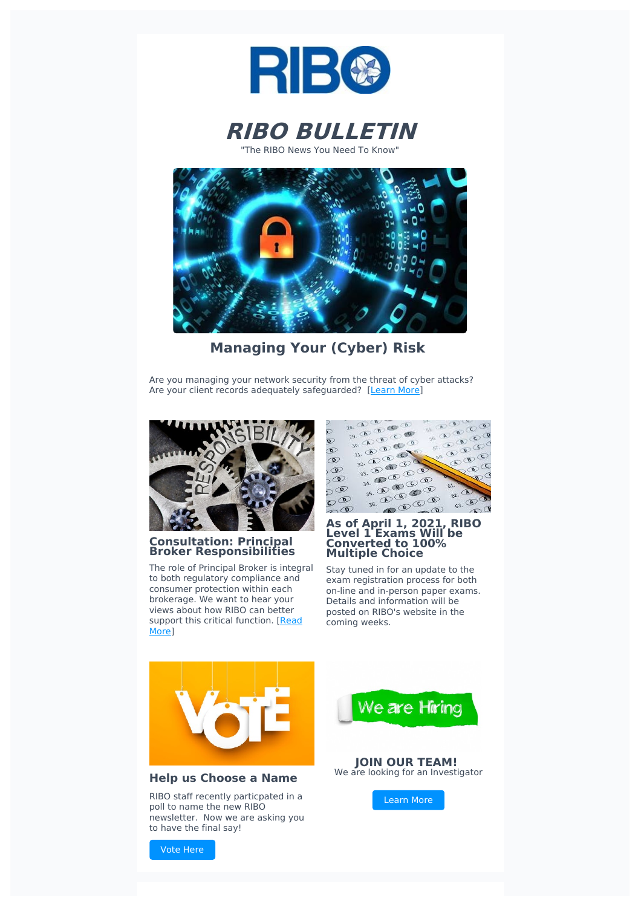# RIBO BULLETIN

"The RIBO News You Need To Know"

## Managing Your (Cyber) Risk

Are you managing your network security from the threat of cyber attacks? Are your client records adequately safeguarded? [Learn More]

### Consultation: Principal Broker Responsibilities

The role of Principal Broker is integral to both regulatory compliance and consumer protection within each brokerage. We want to hear your views about how RIBO can better support this critical function. [Read More]

### As of April 1, 2021, RIBO Level 1 Exams Will be Converted to 100% Multiple Choice

Stay tuned in for an update to the exam registration process for both on-line and in-person paper exams. Details and information will be posted on RIBO's website in the coming weeks.

### Help us Choose a Name

RIBO staff recently particpated in a poll to name the new RIBO newsletter. Now we are asking you to have the final say!

Vote Here

### JOIN OUR TEAM!

We are looking for an Investigator

Learn More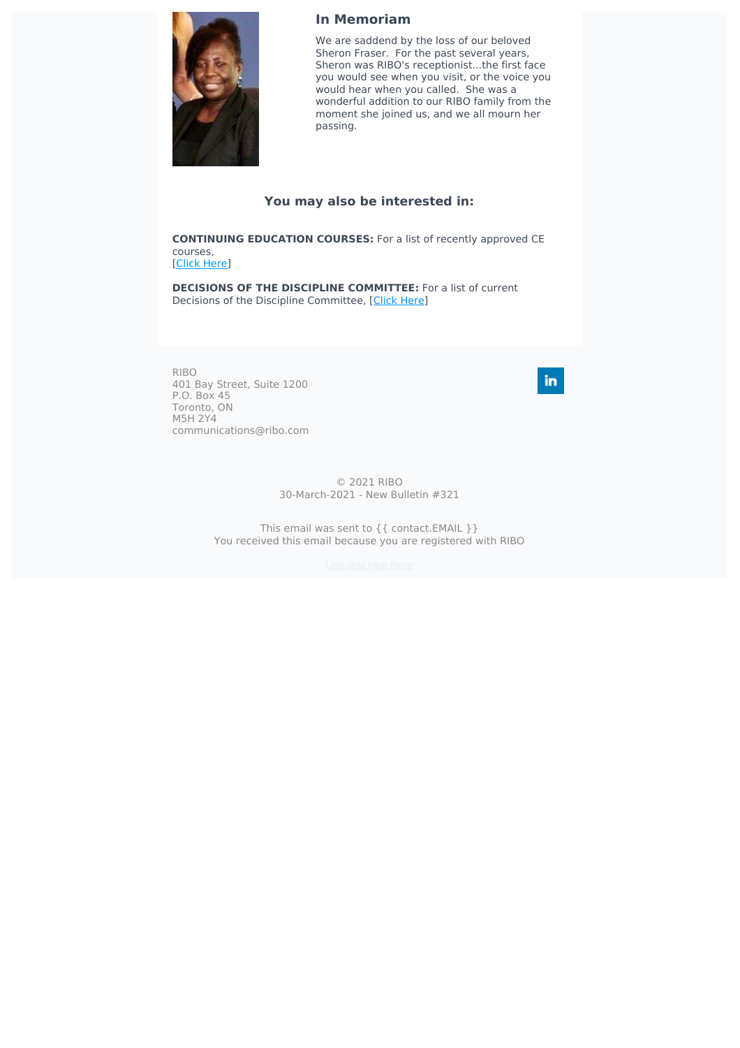### In Memoriam

We are saddend by the loss of our beloved Sheron Fraser. For the past several years, Sheron was RIBO's receptionist...the first face you would see when you visit, or the voice you would hear when you called. She was a wonderful addition to our RIBO family from the moment she joined us, and we all mourn her passing.

### You may also be interested in:

**CONTINUING EDUCATION COURSES:** For a list of recently approved CE courses, [Click Here]

**DECISIONS OF THE DISCIPLINE COMMITTEE:** For a list of current Decisions of the Discipline Committee, [Click Here]

RIBO
401 Bay Street, Suite 1200
P.O. Box 45
Toronto, ON
M5H 2Y4
communications@ribo.com

© 2021 RIBO
30-March-2021 - New Bulletin #321

This email was sent to {{ contact.EMAIL }}
You received this email because you are registered with RIBO

Unsubscribe here